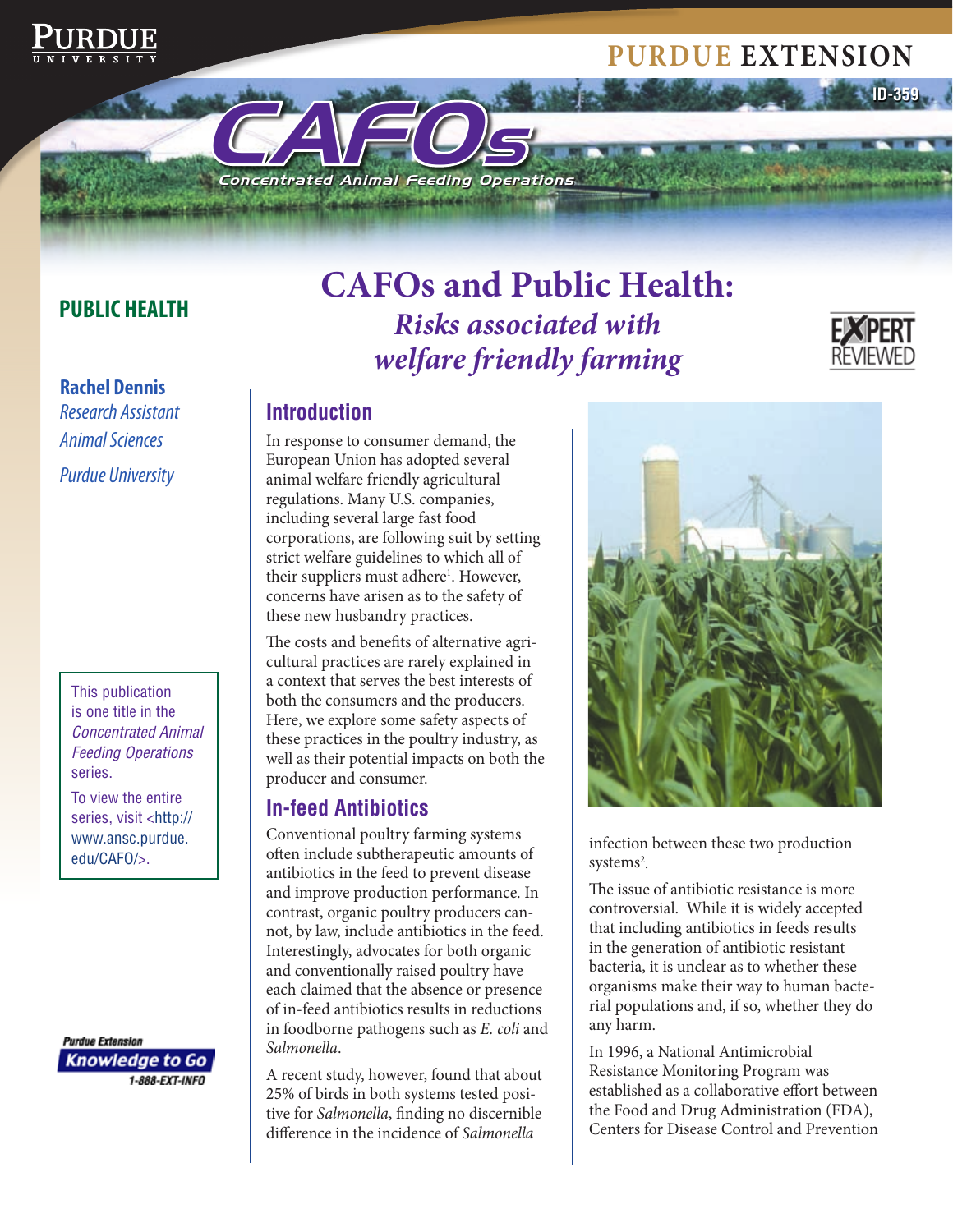PURDUE EXTENSION

ID-359

CAFOs

Concentrated Animal Feeding Operations

**PUBLIC HEALTH**

# CAFOs and Public Health:

## *Risks associated with welfare friendly farming*

**Rachel Dennis**
*Research Assistant*
*Animal Sciences*
*Purdue University*

This publication is one title in the *Concentrated Animal Feeding Operations* series.

To view the entire series, visit <http://www.ansc.purdue.edu/CAFO/>.

## Introduction

In response to consumer demand, the European Union has adopted several animal welfare friendly agricultural regulations. Many U.S. companies, including several large fast food corporations, are following suit by setting strict welfare guidelines to which all of their suppliers must adhere[1]. However, concerns have arisen as to the safety of these new husbandry practices.

The costs and benefits of alternative agricultural practices are rarely explained in a context that serves the best interests of both the consumers and the producers. Here, we explore some safety aspects of these practices in the poultry industry, as well as their potential impacts on both the producer and consumer.

## In-feed Antibiotics

Conventional poultry farming systems often include subtherapeutic amounts of antibiotics in the feed to prevent disease and improve production performance. In contrast, organic poultry producers cannot, by law, include antibiotics in the feed. Interestingly, advocates for both organic and conventionally raised poultry have each claimed that the absence or presence of in-feed antibiotics results in reductions in foodborne pathogens such as *E. coli* and *Salmonella*.

A recent study, however, found that about 25% of birds in both systems tested positive for *Salmonella*, finding no discernible difference in the incidence of *Salmonella* infection between these two production systems[2].

The issue of antibiotic resistance is more controversial. While it is widely accepted that including antibiotics in feeds results in the generation of antibiotic resistant bacteria, it is unclear as to whether these organisms make their way to human bacterial populations and, if so, whether they do any harm.

In 1996, a National Antimicrobial Resistance Monitoring Program was established as a collaborative effort between the Food and Drug Administration (FDA), Centers for Disease Control and Prevention

Purdue Extension
Knowledge to Go
1-888-EXT-INFO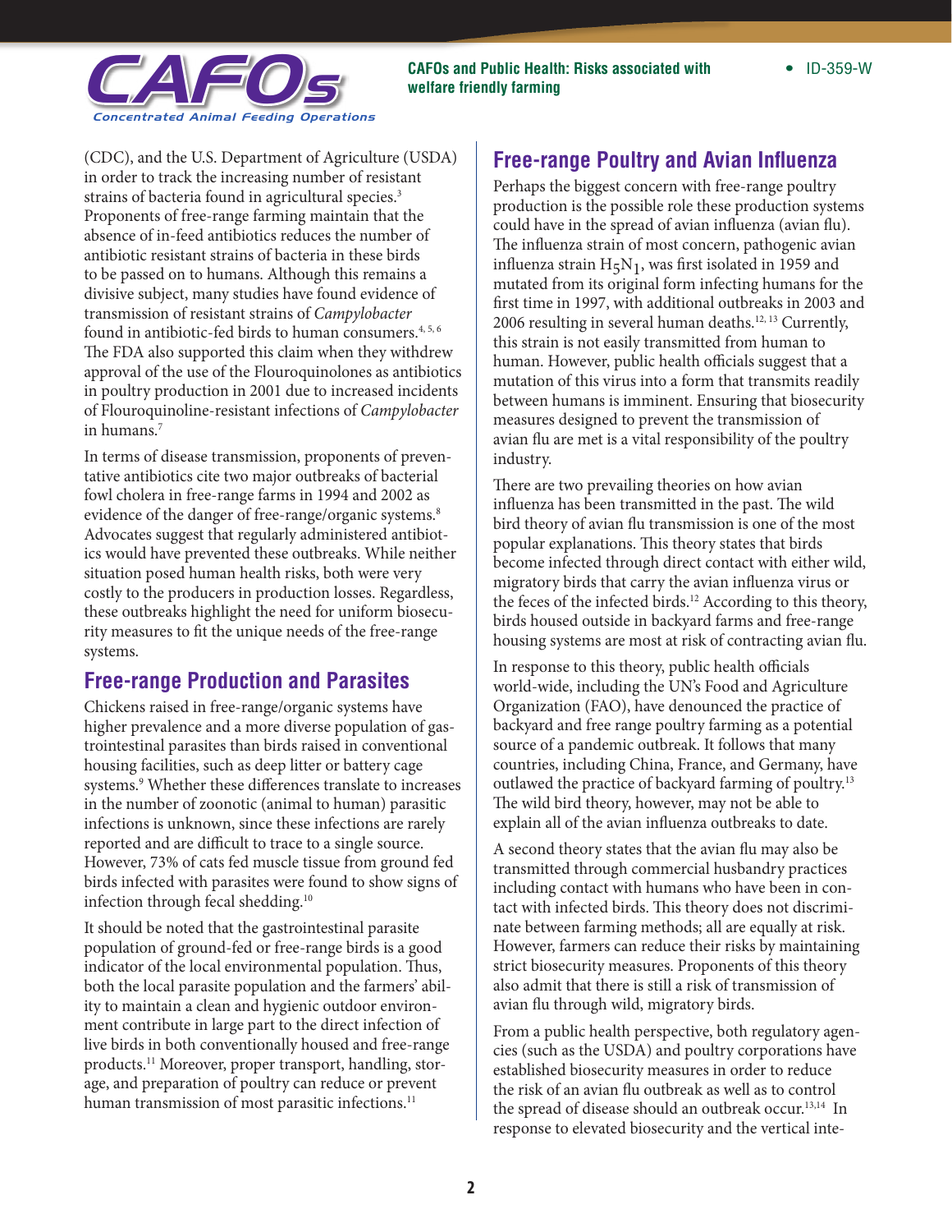(CDC), and the U.S. Department of Agriculture (USDA) in order to track the increasing number of resistant strains of bacteria found in agricultural species.[3] Proponents of free-range farming maintain that the absence of in-feed antibiotics reduces the number of antibiotic resistant strains of bacteria in these birds to be passed on to humans. Although this remains a divisive subject, many studies have found evidence of transmission of resistant strains of *Campylobacter* found in antibiotic-fed birds to human consumers.[4, 5, 6] The FDA also supported this claim when they withdrew approval of the use of the Flouroquinolones as antibiotics in poultry production in 2001 due to increased incidents of Flouroquinoline-resistant infections of *Campylobacter* in humans.[7]

In terms of disease transmission, proponents of preventative antibiotics cite two major outbreaks of bacterial fowl cholera in free-range farms in 1994 and 2002 as evidence of the danger of free-range/organic systems.[8] Advocates suggest that regularly administered antibiotics would have prevented these outbreaks. While neither situation posed human health risks, both were very costly to the producers in production losses. Regardless, these outbreaks highlight the need for uniform biosecurity measures to fit the unique needs of the free-range systems.

## Free-range Production and Parasites

Chickens raised in free-range/organic systems have higher prevalence and a more diverse population of gastrointestinal parasites than birds raised in conventional housing facilities, such as deep litter or battery cage systems.[9] Whether these differences translate to increases in the number of zoonotic (animal to human) parasitic infections is unknown, since these infections are rarely reported and are difficult to trace to a single source. However, 73% of cats fed muscle tissue from ground fed birds infected with parasites were found to show signs of infection through fecal shedding.[10]

It should be noted that the gastrointestinal parasite population of ground-fed or free-range birds is a good indicator of the local environmental population. Thus, both the local parasite population and the farmers' ability to maintain a clean and hygienic outdoor environment contribute in large part to the direct infection of live birds in both conventionally housed and free-range products.[11] Moreover, proper transport, handling, storage, and preparation of poultry can reduce or prevent human transmission of most parasitic infections.[11]

## Free-range Poultry and Avian Influenza

Perhaps the biggest concern with free-range poultry production is the possible role these production systems could have in the spread of avian influenza (avian flu). The influenza strain of most concern, pathogenic avian influenza strain $H_5N_1$, was first isolated in 1959 and mutated from its original form infecting humans for the first time in 1997, with additional outbreaks in 2003 and 2006 resulting in several human deaths.[12, 13] Currently, this strain is not easily transmitted from human to human. However, public health officials suggest that a mutation of this virus into a form that transmits readily between humans is imminent. Ensuring that biosecurity measures designed to prevent the transmission of avian flu are met is a vital responsibility of the poultry industry.

There are two prevailing theories on how avian influenza has been transmitted in the past. The wild bird theory of avian flu transmission is one of the most popular explanations. This theory states that birds become infected through direct contact with either wild, migratory birds that carry the avian influenza virus or the feces of the infected birds.[12] According to this theory, birds housed outside in backyard farms and free-range housing systems are most at risk of contracting avian flu.

In response to this theory, public health officials world-wide, including the UN's Food and Agriculture Organization (FAO), have denounced the practice of backyard and free range poultry farming as a potential source of a pandemic outbreak. It follows that many countries, including China, France, and Germany, have outlawed the practice of backyard farming of poultry.[13] The wild bird theory, however, may not be able to explain all of the avian influenza outbreaks to date.

A second theory states that the avian flu may also be transmitted through commercial husbandry practices including contact with humans who have been in contact with infected birds. This theory does not discriminate between farming methods; all are equally at risk. However, farmers can reduce their risks by maintaining strict biosecurity measures. Proponents of this theory also admit that there is still a risk of transmission of avian flu through wild, migratory birds.

From a public health perspective, both regulatory agencies (such as the USDA) and poultry corporations have established biosecurity measures in order to reduce the risk of an avian flu outbreak as well as to control the spread of disease should an outbreak occur.[13,14] In response to elevated biosecurity and the vertical inte-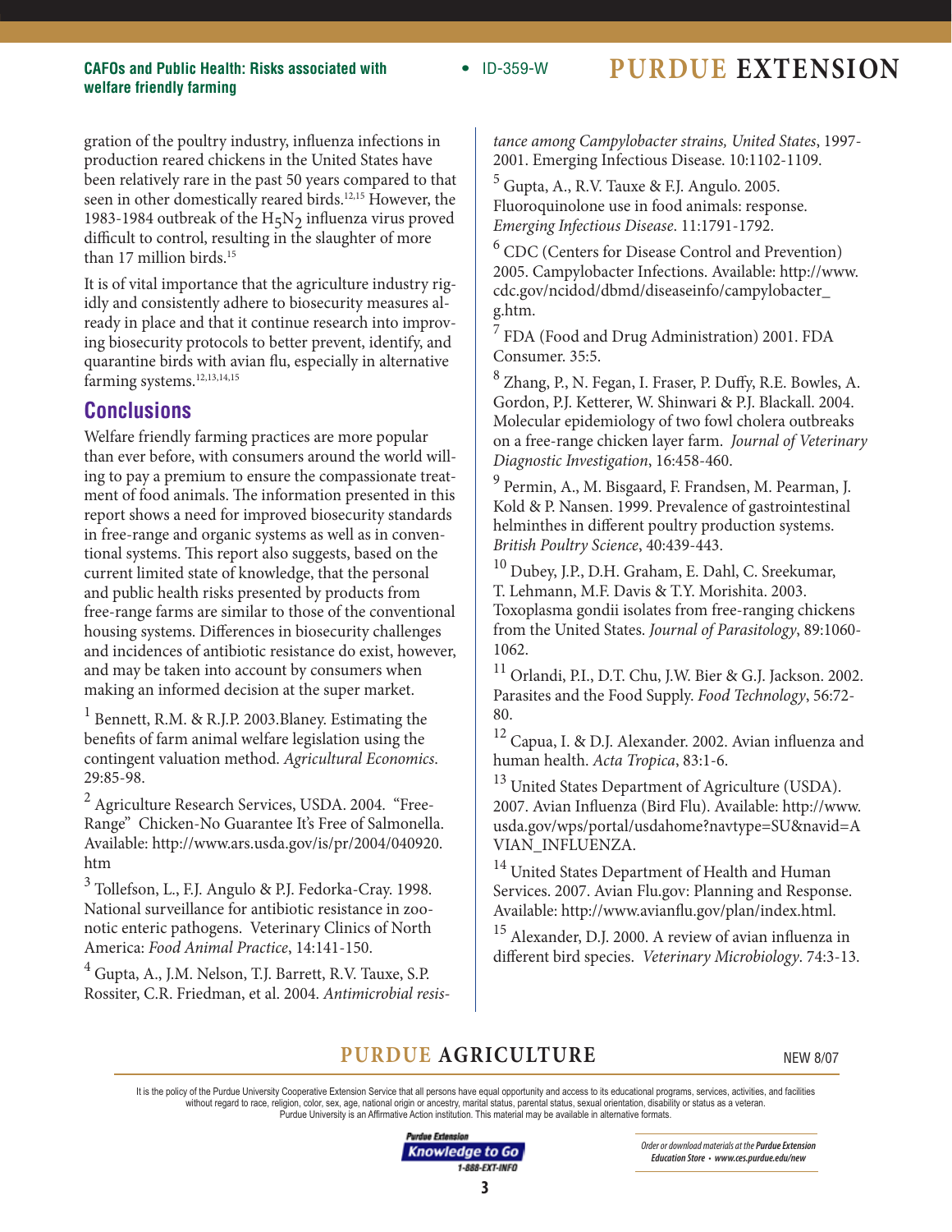gration of the poultry industry, influenza infections in production reared chickens in the United States have been relatively rare in the past 50 years compared to that seen in other domestically reared birds.[12,15] However, the 1983-1984 outbreak of the $H_5N_2$ influenza virus proved difficult to control, resulting in the slaughter of more than 17 million birds.[15]

It is of vital importance that the agriculture industry rigidly and consistently adhere to biosecurity measures already in place and that it continue research into improving biosecurity protocols to better prevent, identify, and quarantine birds with avian flu, especially in alternative farming systems.[12,13,14,15]

## Conclusions

Welfare friendly farming practices are more popular than ever before, with consumers around the world willing to pay a premium to ensure the compassionate treatment of food animals. The information presented in this report shows a need for improved biosecurity standards in free-range and organic systems as well as in conventional systems. This report also suggests, based on the current limited state of knowledge, that the personal and public health risks presented by products from free-range farms are similar to those of the conventional housing systems. Differences in biosecurity challenges and incidences of antibiotic resistance do exist, however, and may be taken into account by consumers when making an informed decision at the super market.

[1] Bennett, R.M. & R.J.P. 2003.Blaney. Estimating the benefits of farm animal welfare legislation using the contingent valuation method. *Agricultural Economics*. 29:85-98.

[2] Agriculture Research Services, USDA. 2004. "Free-Range" Chicken-No Guarantee It's Free of Salmonella. Available: http://www.ars.usda.gov/is/pr/2004/040920.htm

[3] Tollefson, L., F.J. Angulo & P.J. Fedorka-Cray. 1998. National surveillance for antibiotic resistance in zoonotic enteric pathogens. Veterinary Clinics of North America: *Food Animal Practice*, 14:141-150.

[4] Gupta, A., J.M. Nelson, T.J. Barrett, R.V. Tauxe, S.P. Rossiter, C.R. Friedman, et al. 2004. *Antimicrobial resistance among Campylobacter strains, United States*, 1997-2001. Emerging Infectious Disease. 10:1102-1109.

[5] Gupta, A., R.V. Tauxe & F.J. Angulo. 2005. Fluoroquinolone use in food animals: response. *Emerging Infectious Disease*. 11:1791-1792.

[6] CDC (Centers for Disease Control and Prevention) 2005. Campylobacter Infections. Available: http://www.cdc.gov/ncidod/dbmd/diseaseinfo/campylobacter_g.htm.

[7] FDA (Food and Drug Administration) 2001. FDA Consumer. 35:5.

[8] Zhang, P., N. Fegan, I. Fraser, P. Duffy, R.E. Bowles, A. Gordon, P.J. Ketterer, W. Shinwari & P.J. Blackall. 2004. Molecular epidemiology of two fowl cholera outbreaks on a free-range chicken layer farm. *Journal of Veterinary Diagnostic Investigation*, 16:458-460.

[9] Permin, A., M. Bisgaard, F. Frandsen, M. Pearman, J. Kold & P. Nansen. 1999. Prevalence of gastrointestinal helminthes in different poultry production systems. *British Poultry Science*, 40:439-443.

[10] Dubey, J.P., D.H. Graham, E. Dahl, C. Sreekumar, T. Lehmann, M.F. Davis & T.Y. Morishita. 2003. Toxoplasma gondii isolates from free-ranging chickens from the United States. *Journal of Parasitology*, 89:1060-1062.

[11] Orlandi, P.I., D.T. Chu, J.W. Bier & G.J. Jackson. 2002. Parasites and the Food Supply. *Food Technology*, 56:72-80.

[12] Capua, I. & D.J. Alexander. 2002. Avian influenza and human health. *Acta Tropica*, 83:1-6.

[13] United States Department of Agriculture (USDA). 2007. Avian Influenza (Bird Flu). Available: http://www.usda.gov/wps/portal/usdahome?navtype=SU&navid=AVIAN_INFLUENZA.

[14] United States Department of Health and Human Services. 2007. Avian Flu.gov: Planning and Response. Available: http://www.avianflu.gov/plan/index.html.

[15] Alexander, D.J. 2000. A review of avian influenza in different bird species. *Veterinary Microbiology*. 74:3-13.

**PURDUE AGRICULTURE**

NEW 8/07

It is the policy of the Purdue University Cooperative Extension Service that all persons have equal opportunity and access to its educational programs, services, activities, and facilities without regard to race, religion, color, sex, age, national origin or ancestry, marital status, parental status, sexual orientation, disability or status as a veteran. Purdue University is an Affirmative Action institution. This material may be available in alternative formats.

Purdue Extension Knowledge to Go 1-888-EXT-INFO

*Order or download materials at the* ***Purdue Extension Education Store • www.ces.purdue.edu/new***